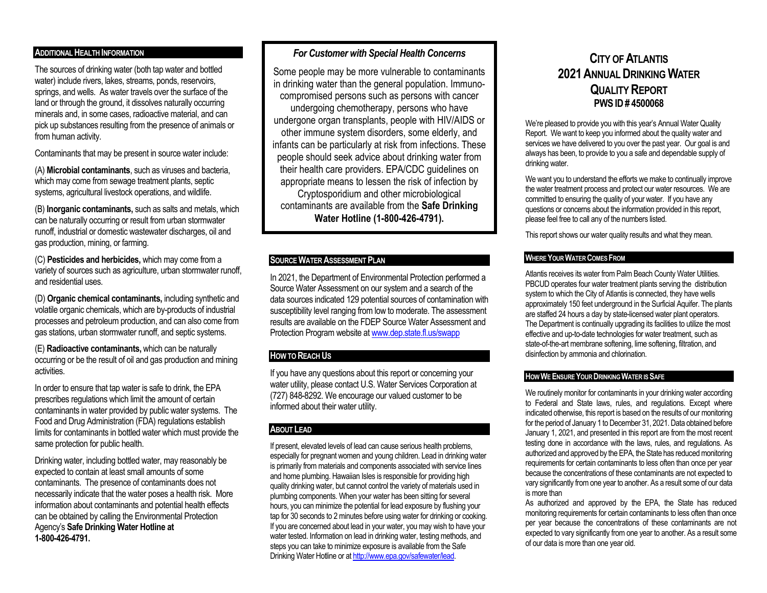# CITY OF ATLANTIS 2021 ANNUAL DRINKING WATER QUALITY REPORT

**PWS ID # 4500068**

We're pleased to provide you with this year's Annual Water Quality Report. We want to keep you informed about the quality water and services we have delivered to you over the past year. Our goal is and always has been, to provide to you a safe and dependable supply of drinking water.

We want you to understand the efforts we make to continually improve the water treatment process and protect our water resources. We are committed to ensuring the quality of your water. If you have any questions or concerns about the information provided in this report, please feel free to call any of the numbers listed.

This report shows our water quality results and what they mean.

## WHERE YOUR WATER COMES FROM

Atlantis receives its water from Palm Beach County Water Utilities. PBCUD operates four water treatment plants serving the distribution system to which the City of Atlantis is connected, they have wells approximately 150 feet underground in the Surficial Aquifer. The plants are staffed 24 hours a day by state-licensed water plant operators. The Department is continually upgrading its facilities to utilize the most effective and up-to-date technologies for water treatment, such as state-of-the-art membrane softening, lime softening, filtration, and disinfection by ammonia and chlorination.

## HOW WE ENSURE YOUR DRINKING WATER IS SAFE

We routinely monitor for contaminants in your drinking water according to Federal and State laws, rules, and regulations. Except where indicated otherwise, this report is based on the results of our monitoring for the period of January 1 to December 31, 2021. Data obtained before January 1, 2021, and presented in this report are from the most recent testing done in accordance with the laws, rules, and regulations. As authorized and approved by the EPA, the State has reduced monitoring requirements for certain contaminants to less often than once per year because the concentrations of these contaminants are not expected to vary significantly from one year to another. As a result some of our data is more than

As authorized and approved by the EPA, the State has reduced monitoring requirements for certain contaminants to less often than once per year because the concentrations of these contaminants are not expected to vary significantly from one year to another. As a result some of our data is more than one year old.

## ADDITIONAL HEALTH INFORMATION

The sources of drinking water (both tap water and bottled water) include rivers, lakes, streams, ponds, reservoirs, springs, and wells. As water travels over the surface of the land or through the ground, it dissolves naturally occurring minerals and, in some cases, radioactive material, and can pick up substances resulting from the presence of animals or from human activity.

Contaminants that may be present in source water include:

(A) **Microbial contaminants**, such as viruses and bacteria, which may come from sewage treatment plants, septic systems, agricultural livestock operations, and wildlife.

(B) **Inorganic contaminants,** such as salts and metals, which can be naturally occurring or result from urban stormwater runoff, industrial or domestic wastewater discharges, oil and gas production, mining, or farming.

(C) **Pesticides and herbicides,** which may come from a variety of sources such as agriculture, urban stormwater runoff, and residential uses.

(D) **Organic chemical contaminants,** including synthetic and volatile organic chemicals, which are by-products of industrial processes and petroleum production, and can also come from gas stations, urban stormwater runoff, and septic systems.

(E) **Radioactive contaminants,** which can be naturally occurring or be the result of oil and gas production and mining activities.

In order to ensure that tap water is safe to drink, the EPA prescribes regulations which limit the amount of certain contaminants in water provided by public water systems. The Food and Drug Administration (FDA) regulations establish limits for contaminants in bottled water which must provide the same protection for public health.

Drinking water, including bottled water, may reasonably be expected to contain at least small amounts of some contaminants. The presence of contaminants does not necessarily indicate that the water poses a health risk. More information about contaminants and potential health effects can be obtained by calling the Environmental Protection Agency's **Safe Drinking Water Hotline at 1-800-426-4791.**

### *For Customer with Special Health Concerns*

Some people may be more vulnerable to contaminants in drinking water than the general population. Immuno-compromised persons such as persons with cancer undergoing chemotherapy, persons who have undergone organ transplants, people with HIV/AIDS or other immune system disorders, some elderly, and infants can be particularly at risk from infections. These people should seek advice about drinking water from their health care providers. EPA/CDC guidelines on appropriate means to lessen the risk of infection by Cryptosporidium and other microbiological contaminants are available from the **Safe Drinking Water Hotline (1-800-426-4791).**

## SOURCE WATER ASSESSMENT PLAN

In 2021, the Department of Environmental Protection performed a Source Water Assessment on our system and a search of the data sources indicated 129 potential sources of contamination with susceptibility level ranging from low to moderate. The assessment results are available on the FDEP Source Water Assessment and Protection Program website at www.dep.state.fl.us/swapp

## HOW TO REACH US

If you have any questions about this report or concerning your water utility, please contact U.S. Water Services Corporation at (727) 848-8292. We encourage our valued customer to be informed about their water utility.

## ABOUT LEAD

If present, elevated levels of lead can cause serious health problems, especially for pregnant women and young children. Lead in drinking water is primarily from materials and components associated with service lines and home plumbing. Hawaiian Isles is responsible for providing high quality drinking water, but cannot control the variety of materials used in plumbing components. When your water has been sitting for several hours, you can minimize the potential for lead exposure by flushing your tap for 30 seconds to 2 minutes before using water for drinking or cooking. If you are concerned about lead in your water, you may wish to have your water tested. Information on lead in drinking water, testing methods, and steps you can take to minimize exposure is available from the Safe Drinking Water Hotline or at http://www.epa.gov/safewater/lead.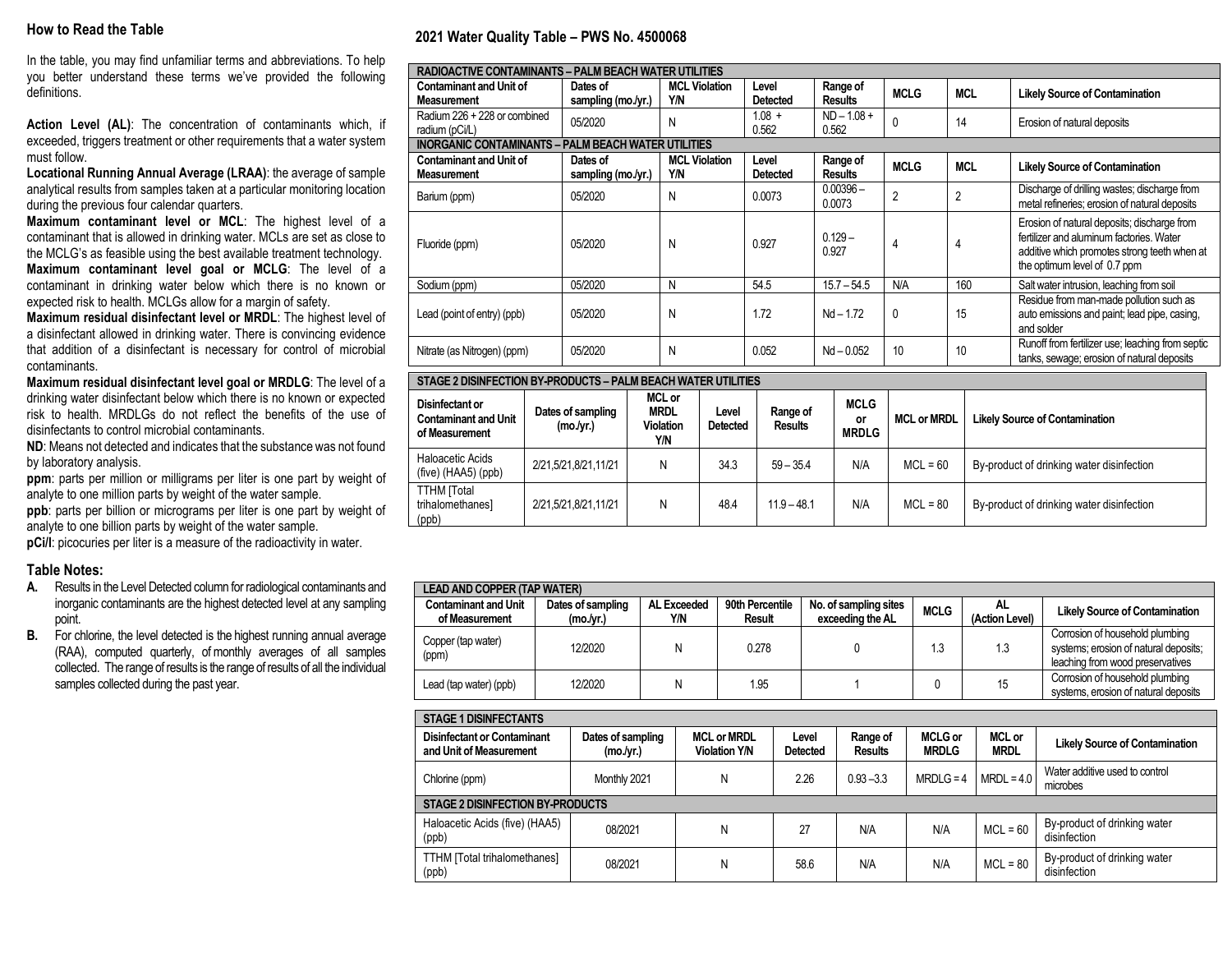## How to Read the Table

In the table, you may find unfamiliar terms and abbreviations. To help you better understand these terms we've provided the following definitions.

**Action Level (AL)**: The concentration of contaminants which, if exceeded, triggers treatment or other requirements that a water system must follow.

**Locational Running Annual Average (LRAA)**: the average of sample analytical results from samples taken at a particular monitoring location during the previous four calendar quarters.

**Maximum contaminant level or MCL**: The highest level of a contaminant that is allowed in drinking water. MCLs are set as close to the MCLG's as feasible using the best available treatment technology.

**Maximum contaminant level goal or MCLG**: The level of a contaminant in drinking water below which there is no known or expected risk to health. MCLGs allow for a margin of safety.

**Maximum residual disinfectant level or MRDL**: The highest level of a disinfectant allowed in drinking water. There is convincing evidence that addition of a disinfectant is necessary for control of microbial contaminants.

**Maximum residual disinfectant level goal or MRDLG**: The level of a drinking water disinfectant below which there is no known or expected risk to health. MRDLGs do not reflect the benefits of the use of disinfectants to control microbial contaminants.

**ND**: Means not detected and indicates that the substance was not found by laboratory analysis.

**ppm**: parts per million or milligrams per liter is one part by weight of analyte to one million parts by weight of the water sample.

**ppb**: parts per billion or micrograms per liter is one part by weight of analyte to one billion parts by weight of the water sample.

**pCi/l**: picocuries per liter is a measure of the radioactivity in water.

### Table Notes:

- **A.** Results in the Level Detected column for radiological contaminants and inorganic contaminants are the highest detected level at any sampling point.
- **B.** For chlorine, the level detected is the highest running annual average (RAA), computed quarterly, of monthly averages of all samples collected. The range of results is the range of results of all the individual samples collected during the past year.

## 2021 Water Quality Table – PWS No. 4500068

**RADIOACTIVE CONTAMINANTS – PALM BEACH WATER UTILITIES**

| Contaminant and Unit of Measurement | Dates of sampling (mo./yr.) | MCL Violation Y/N | Level Detected | Range of Results | MCLG | MCL | Likely Source of Contamination |
|---|---|---|---|---|---|---|---|
| Radium 226 + 228 or combined radium (pCi/L) | 05/2020 | N | 1.08 + 0.562 | ND – 1.08 + 0.562 | 0 | 14 | Erosion of natural deposits |

**INORGANIC CONTAMINANTS – PALM BEACH WATER UTILITIES**

| Contaminant and Unit of Measurement | Dates of sampling (mo./yr.) | MCL Violation Y/N | Level Detected | Range of Results | MCLG | MCL | Likely Source of Contamination |
|---|---|---|---|---|---|---|---|
| Barium (ppm) | 05/2020 | N | 0.0073 | 0.00396 – 0.0073 | 2 | 2 | Discharge of drilling wastes; discharge from metal refineries; erosion of natural deposits |
| Fluoride (ppm) | 05/2020 | N | 0.927 | 0.129 – 0.927 | 4 | 4 | Erosion of natural deposits; discharge from fertilizer and aluminum factories. Water additive which promotes strong teeth when at the optimum level of 0.7 ppm |
| Sodium (ppm) | 05/2020 | N | 54.5 | 15.7 – 54.5 | N/A | 160 | Salt water intrusion, leaching from soil |
| Lead (point of entry) (ppb) | 05/2020 | N | 1.72 | Nd – 1.72 | 0 | 15 | Residue from man-made pollution such as auto emissions and paint; lead pipe, casing, and solder |
| Nitrate (as Nitrogen) (ppm) | 05/2020 | N | 0.052 | Nd – 0.052 | 10 | 10 | Runoff from fertilizer use; leaching from septic tanks, sewage; erosion of natural deposits |

**STAGE 2 DISINFECTION BY-PRODUCTS – PALM BEACH WATER UTILITIES**

| Disinfectant or Contaminant and Unit of Measurement | Dates of sampling (mo./yr.) | MCL or MRDL Violation Y/N | Level Detected | Range of Results | MCLG or MRDLG | MCL or MRDL | Likely Source of Contamination |
|---|---|---|---|---|---|---|---|
| Haloacetic Acids (five) (HAA5) (ppb) | 2/21,5/21,8/21,11/21 | N | 34.3 | 59 – 35.4 | N/A | MCL = 60 | By-product of drinking water disinfection |
| TTHM [Total trihalomethanes] (ppb) | 2/21,5/21,8/21,11/21 | N | 48.4 | 11.9 – 48.1 | N/A | MCL = 80 | By-product of drinking water disinfection |

**LEAD AND COPPER (TAP WATER)**

| Contaminant and Unit of Measurement | Dates of sampling (mo./yr.) | AL Exceeded Y/N | 90th Percentile Result | No. of sampling sites exceeding the AL | MCLG | AL (Action Level) | Likely Source of Contamination |
|---|---|---|---|---|---|---|---|
| Copper (tap water) (ppm) | 12/2020 | N | 0.278 | 0 | 1.3 | 1.3 | Corrosion of household plumbing systems; erosion of natural deposits; leaching from wood preservatives |
| Lead (tap water) (ppb) | 12/2020 | N | 1.95 | 1 | 0 | 15 | Corrosion of household plumbing systems, erosion of natural deposits |

**STAGE 1 DISINFECTANTS**

| Disinfectant or Contaminant and Unit of Measurement | Dates of sampling (mo./yr.) | MCL or MRDL Violation Y/N | Level Detected | Range of Results | MCLG or MRDLG | MCL or MRDL | Likely Source of Contamination |
|---|---|---|---|---|---|---|---|
| Chlorine (ppm) | Monthly 2021 | N | 2.26 | 0.93 – 3.3 | MRDLG = 4 | MRDL = 4.0 | Water additive used to control microbes |
| **STAGE 2 DISINFECTION BY-PRODUCTS** | | | | | | | |
| Haloacetic Acids (five) (HAA5) (ppb) | 08/2021 | N | 27 | N/A | N/A | MCL = 60 | By-product of drinking water disinfection |
| TTHM [Total trihalomethanes] (ppb) | 08/2021 | N | 58.6 | N/A | N/A | MCL = 80 | By-product of drinking water disinfection |